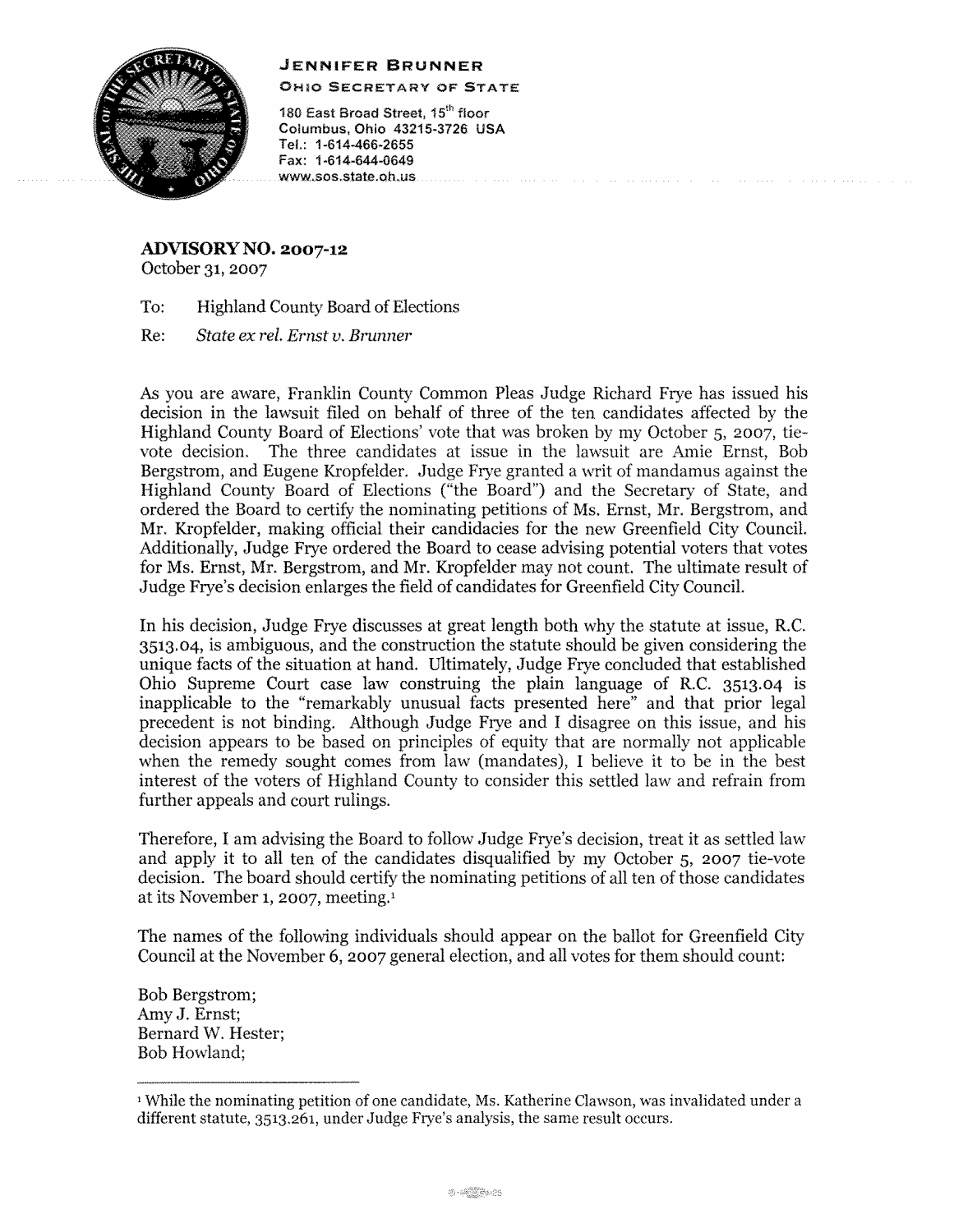**JENNIFER BRUNNER**
OHIO SECRETARY OF STATE

180 East Broad Street, 15th floor
Columbus, Ohio 43215-3726 USA
Tel.: 1-614-466-2655
Fax: 1-614-644-0649
www.sos.state.oh.us

**ADVISORY NO. 2007-12**
October 31, 2007

To: Highland County Board of Elections

Re: *State ex rel. Ernst v. Brunner*

As you are aware, Franklin County Common Pleas Judge Richard Frye has issued his decision in the lawsuit filed on behalf of three of the ten candidates affected by the Highland County Board of Elections' vote that was broken by my October 5, 2007, tie-vote decision. The three candidates at issue in the lawsuit are Amie Ernst, Bob Bergstrom, and Eugene Kropfelder. Judge Frye granted a writ of mandamus against the Highland County Board of Elections ("the Board") and the Secretary of State, and ordered the Board to certify the nominating petitions of Ms. Ernst, Mr. Bergstrom, and Mr. Kropfelder, making official their candidacies for the new Greenfield City Council. Additionally, Judge Frye ordered the Board to cease advising potential voters that votes for Ms. Ernst, Mr. Bergstrom, and Mr. Kropfelder may not count. The ultimate result of Judge Frye's decision enlarges the field of candidates for Greenfield City Council.

In his decision, Judge Frye discusses at great length both why the statute at issue, R.C. 3513.04, is ambiguous, and the construction the statute should be given considering the unique facts of the situation at hand. Ultimately, Judge Frye concluded that established Ohio Supreme Court case law construing the plain language of R.C. 3513.04 is inapplicable to the "remarkably unusual facts presented here" and that prior legal precedent is not binding. Although Judge Frye and I disagree on this issue, and his decision appears to be based on principles of equity that are normally not applicable when the remedy sought comes from law (mandates), I believe it to be in the best interest of the voters of Highland County to consider this settled law and refrain from further appeals and court rulings.

Therefore, I am advising the Board to follow Judge Frye's decision, treat it as settled law and apply it to all ten of the candidates disqualified by my October 5, 2007 tie-vote decision. The board should certify the nominating petitions of all ten of those candidates at its November 1, 2007, meeting.[1]

The names of the following individuals should appear on the ballot for Greenfield City Council at the November 6, 2007 general election, and all votes for them should count:

Bob Bergstrom;
Amy J. Ernst;
Bernard W. Hester;
Bob Howland;

---

[1] While the nominating petition of one candidate, Ms. Katherine Clawson, was invalidated under a different statute, 3513.261, under Judge Frye's analysis, the same result occurs.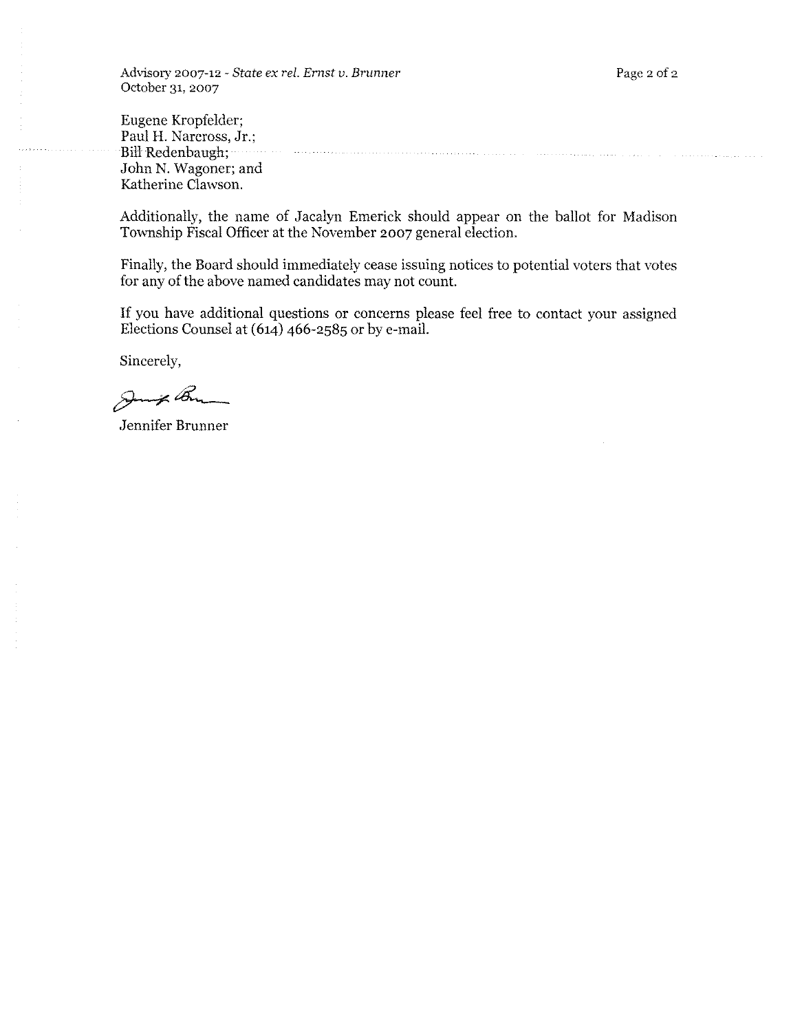Eugene Kropfelder;
Paul H. Narcross, Jr.;
Bill Redenbaugh;
John N. Wagoner; and
Katherine Clawson.

Additionally, the name of Jacalyn Emerick should appear on the ballot for Madison Township Fiscal Officer at the November 2007 general election.

Finally, the Board should immediately cease issuing notices to potential voters that votes for any of the above named candidates may not count.

If you have additional questions or concerns please feel free to contact your assigned Elections Counsel at (614) 466-2585 or by e-mail.

Sincerely,

Jennifer Brunner